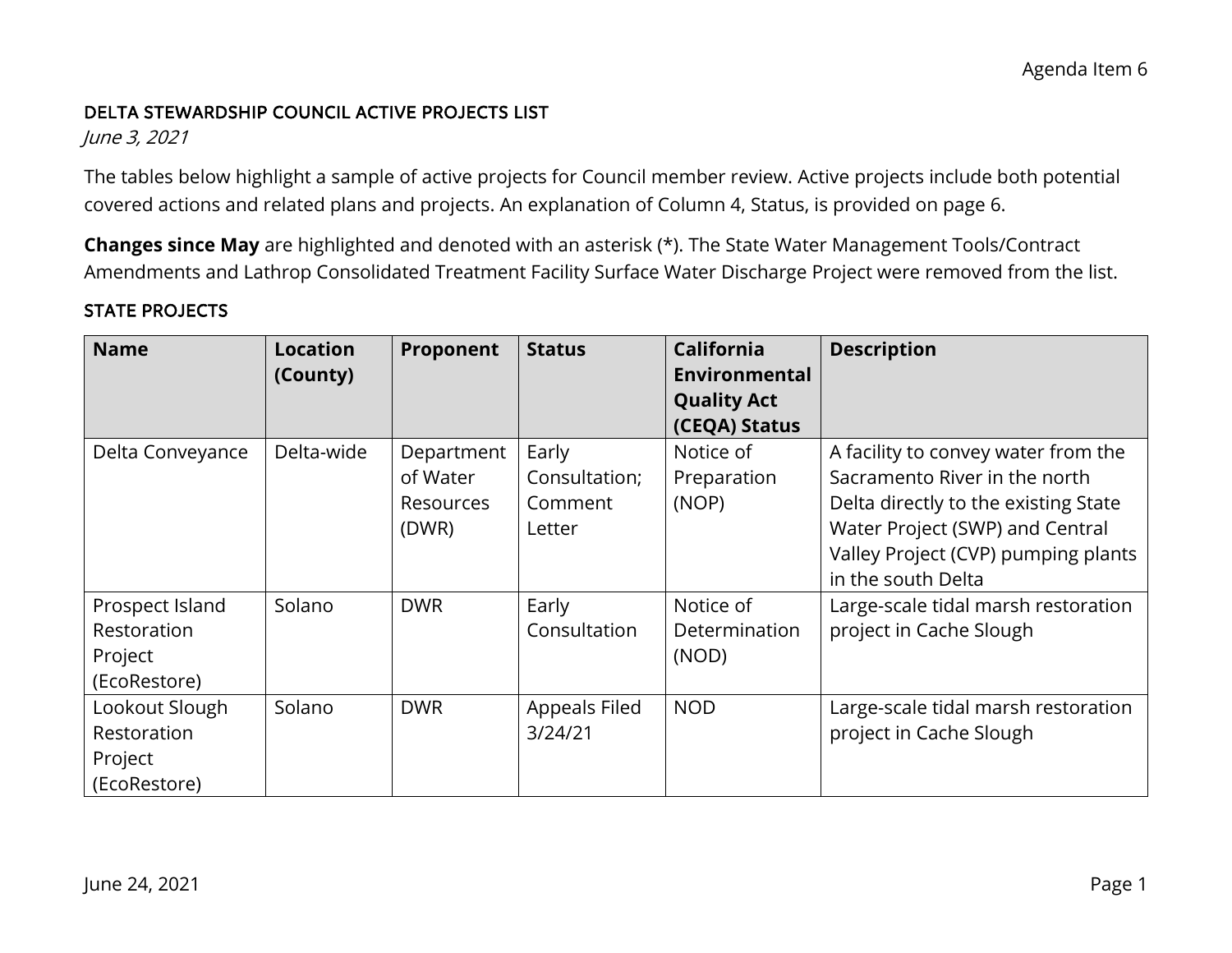Agenda Item 6

## DELTA STEWARDSHIP COUNCIL ACTIVE PROJECTS LIST

*June 3, 2021*

The tables below highlight a sample of active projects for Council member review. Active projects include both potential covered actions and related plans and projects. An explanation of Column 4, Status, is provided on page 6.

**Changes since May** are highlighted and denoted with an asterisk (*). The State Water Management Tools/Contract Amendments and Lathrop Consolidated Treatment Facility Surface Water Discharge Project were removed from the list.

### STATE PROJECTS

| Name | Location (County) | Proponent | Status | California Environmental Quality Act (CEQA) Status | Description |
|---|---|---|---|---|---|
| Delta Conveyance | Delta-wide | Department of Water Resources (DWR) | Early Consultation; Comment Letter | Notice of Preparation (NOP) | A facility to convey water from the Sacramento River in the north Delta directly to the existing State Water Project (SWP) and Central Valley Project (CVP) pumping plants in the south Delta |
| Prospect Island Restoration Project (EcoRestore) | Solano | DWR | Early Consultation | Notice of Determination (NOD) | Large-scale tidal marsh restoration project in Cache Slough |
| Lookout Slough Restoration Project (EcoRestore) | Solano | DWR | Appeals Filed 3/24/21 | NOD | Large-scale tidal marsh restoration project in Cache Slough |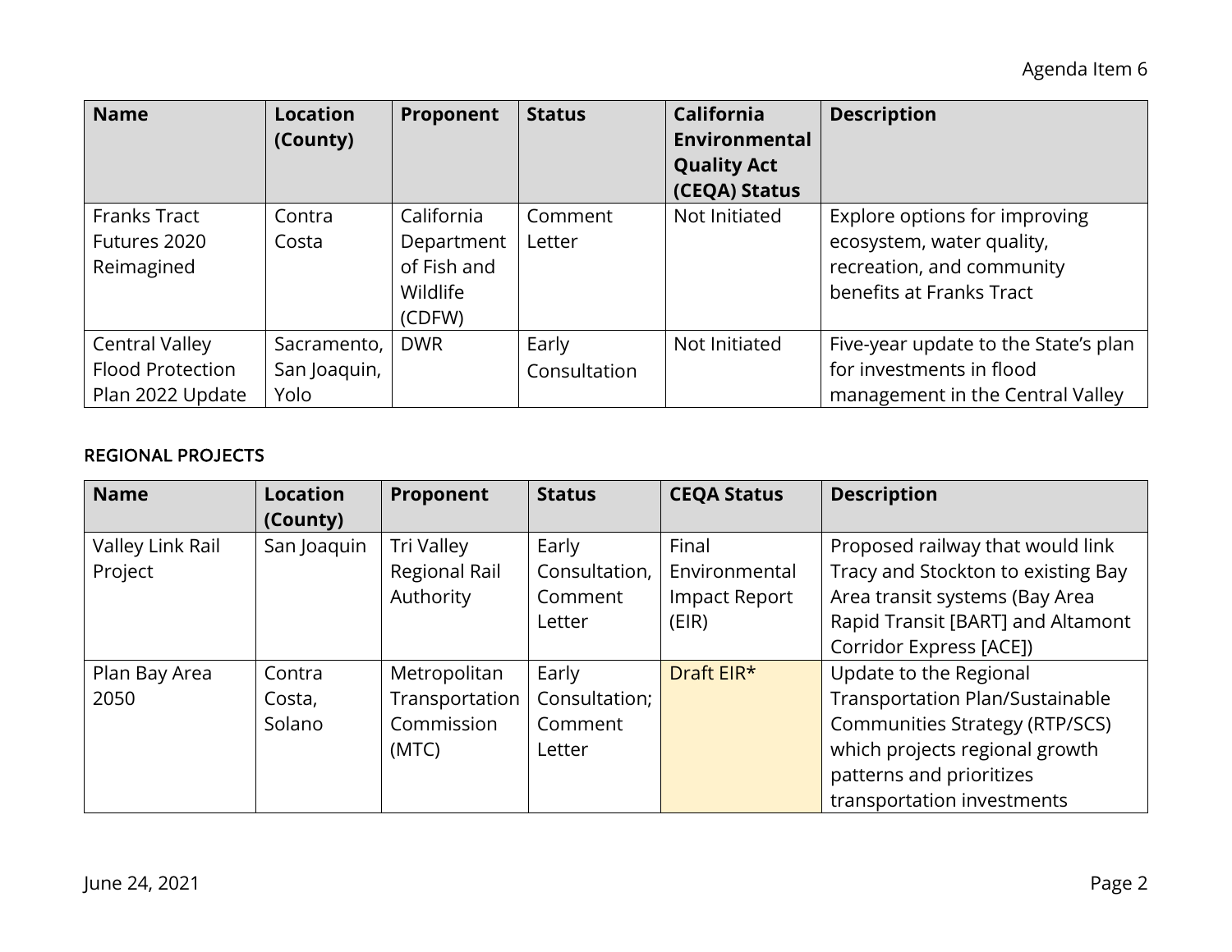| Name | Location (County) | Proponent | Status | California Environmental Quality Act (CEQA) Status | Description |
| --- | --- | --- | --- | --- | --- |
| Franks Tract Futures 2020 Reimagined | Contra Costa | California Department of Fish and Wildlife (CDFW) | Comment Letter | Not Initiated | Explore options for improving ecosystem, water quality, recreation, and community benefits at Franks Tract |
| Central Valley Flood Protection Plan 2022 Update | Sacramento, San Joaquin, Yolo | DWR | Early Consultation | Not Initiated | Five-year update to the State's plan for investments in flood management in the Central Valley |

## REGIONAL PROJECTS

| Name | Location (County) | Proponent | Status | CEQA Status | Description |
| --- | --- | --- | --- | --- | --- |
| Valley Link Rail Project | San Joaquin | Tri Valley Regional Rail Authority | Early Consultation, Comment Letter | Final Environmental Impact Report (EIR) | Proposed railway that would link Tracy and Stockton to existing Bay Area transit systems (Bay Area Rapid Transit [BART] and Altamont Corridor Express [ACE]) |
| Plan Bay Area 2050 | Contra Costa, Solano | Metropolitan Transportation Commission (MTC) | Early Consultation; Comment Letter | Draft EIR* | Update to the Regional Transportation Plan/Sustainable Communities Strategy (RTP/SCS) which projects regional growth patterns and prioritizes transportation investments |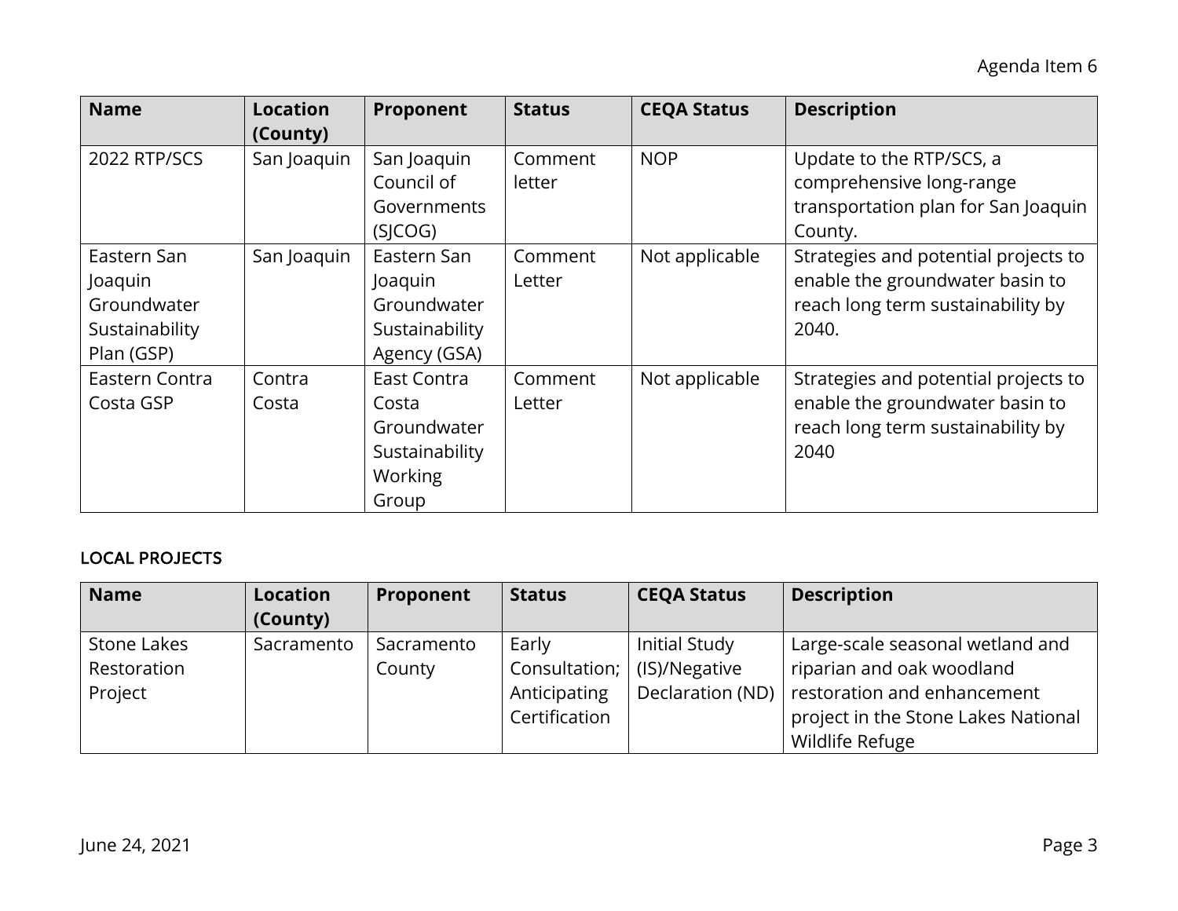| Name | Location (County) | Proponent | Status | CEQA Status | Description |
|---|---|---|---|---|---|
| 2022 RTP/SCS | San Joaquin | San Joaquin Council of Governments (SJCOG) | Comment letter | NOP | Update to the RTP/SCS, a comprehensive long-range transportation plan for San Joaquin County. |
| Eastern San Joaquin Groundwater Sustainability Plan (GSP) | San Joaquin | Eastern San Joaquin Groundwater Sustainability Agency (GSA) | Comment Letter | Not applicable | Strategies and potential projects to enable the groundwater basin to reach long term sustainability by 2040. |
| Eastern Contra Costa GSP | Contra Costa | East Contra Costa Groundwater Sustainability Working Group | Comment Letter | Not applicable | Strategies and potential projects to enable the groundwater basin to reach long term sustainability by 2040 |

### LOCAL PROJECTS

| Name | Location (County) | Proponent | Status | CEQA Status | Description |
|---|---|---|---|---|---|
| Stone Lakes Restoration Project | Sacramento | Sacramento County | Early Consultation; Anticipating Certification | Initial Study (IS)/Negative Declaration (ND) | Large-scale seasonal wetland and riparian and oak woodland restoration and enhancement project in the Stone Lakes National Wildlife Refuge |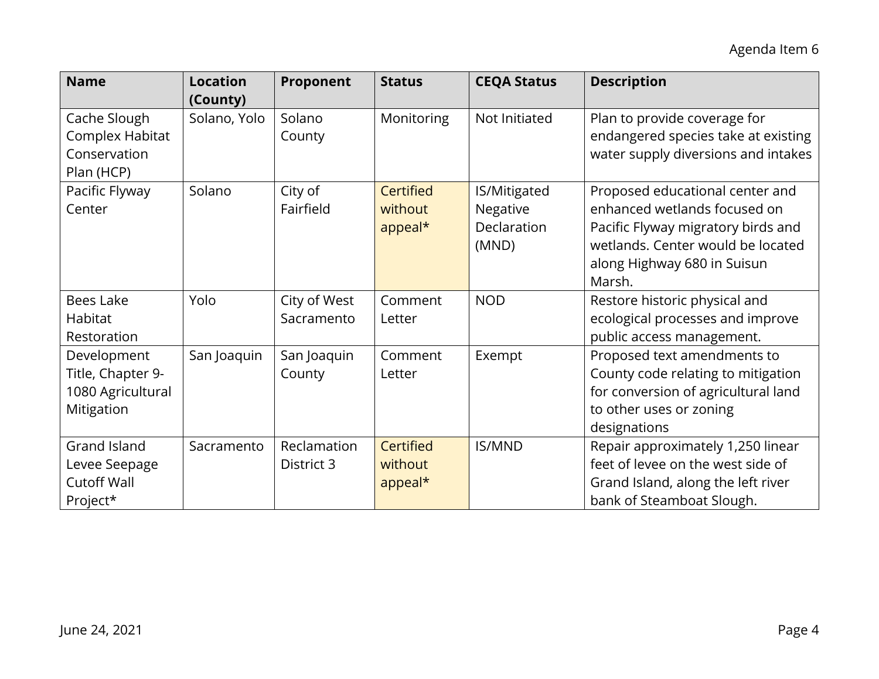| Name | Location (County) | Proponent | Status | CEQA Status | Description |
|---|---|---|---|---|---|
| Cache Slough Complex Habitat Conservation Plan (HCP) | Solano, Yolo | Solano County | Monitoring | Not Initiated | Plan to provide coverage for endangered species take at existing water supply diversions and intakes |
| Pacific Flyway Center | Solano | City of Fairfield | Certified without appeal* | IS/Mitigated Negative Declaration (MND) | Proposed educational center and enhanced wetlands focused on Pacific Flyway migratory birds and wetlands. Center would be located along Highway 680 in Suisun Marsh. |
| Bees Lake Habitat Restoration | Yolo | City of West Sacramento | Comment Letter | NOD | Restore historic physical and ecological processes and improve public access management. |
| Development Title, Chapter 9-1080 Agricultural Mitigation | San Joaquin | San Joaquin County | Comment Letter | Exempt | Proposed text amendments to County code relating to mitigation for conversion of agricultural land to other uses or zoning designations |
| Grand Island Levee Seepage Cutoff Wall Project* | Sacramento | Reclamation District 3 | Certified without appeal* | IS/MND | Repair approximately 1,250 linear feet of levee on the west side of Grand Island, along the left river bank of Steamboat Slough. |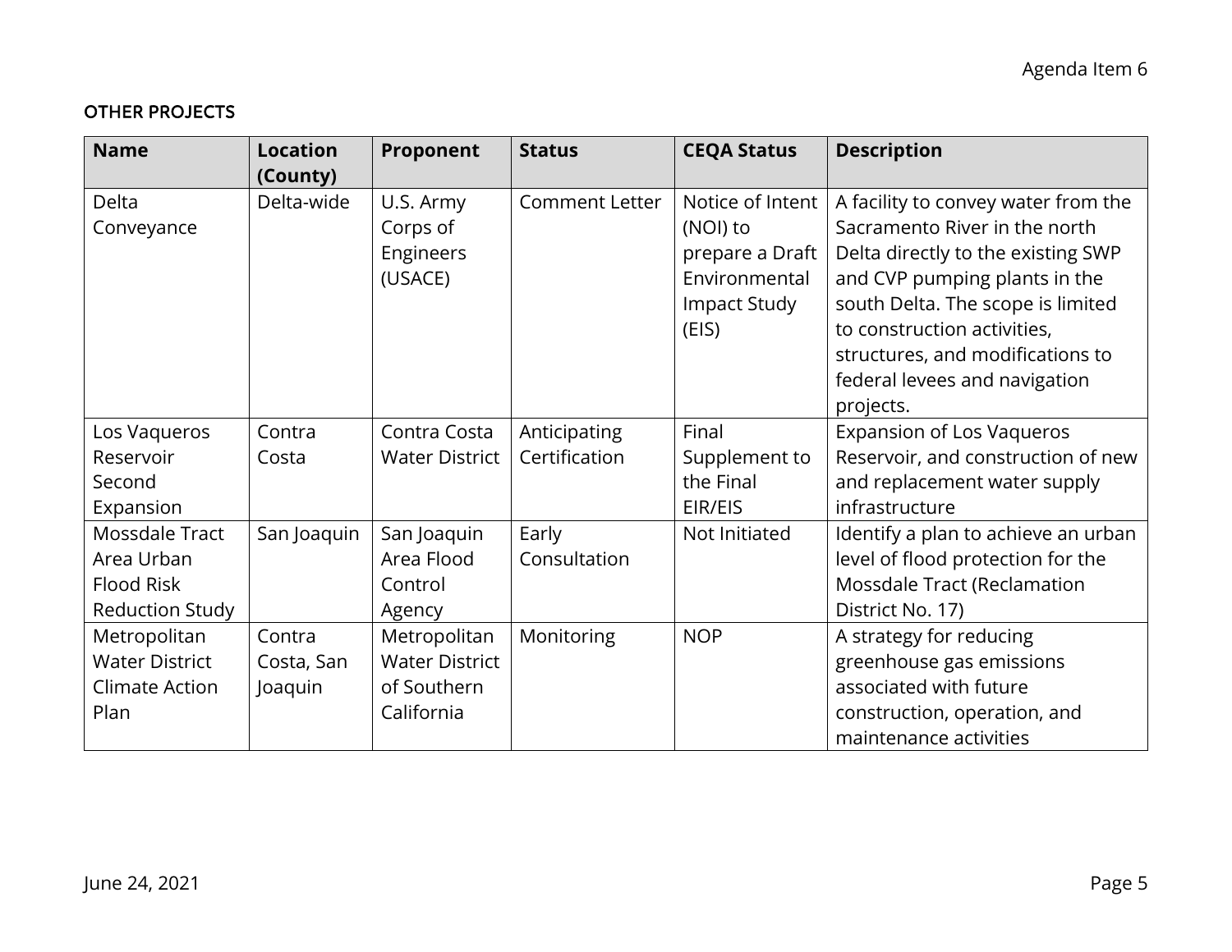## OTHER PROJECTS

| Name | Location (County) | Proponent | Status | CEQA Status | Description |
|---|---|---|---|---|---|
| Delta Conveyance | Delta-wide | U.S. Army Corps of Engineers (USACE) | Comment Letter | Notice of Intent (NOI) to prepare a Draft Environmental Impact Study (EIS) | A facility to convey water from the Sacramento River in the north Delta directly to the existing SWP and CVP pumping plants in the south Delta. The scope is limited to construction activities, structures, and modifications to federal levees and navigation projects. |
| Los Vaqueros Reservoir Second Expansion | Contra Costa | Contra Costa Water District | Anticipating Certification | Final Supplement to the Final EIR/EIS | Expansion of Los Vaqueros Reservoir, and construction of new and replacement water supply infrastructure |
| Mossdale Tract Area Urban Flood Risk Reduction Study | San Joaquin | San Joaquin Area Flood Control Agency | Early Consultation | Not Initiated | Identify a plan to achieve an urban level of flood protection for the Mossdale Tract (Reclamation District No. 17) |
| Metropolitan Water District Climate Action Plan | Contra Costa, San Joaquin | Metropolitan Water District of Southern California | Monitoring | NOP | A strategy for reducing greenhouse gas emissions associated with future construction, operation, and maintenance activities |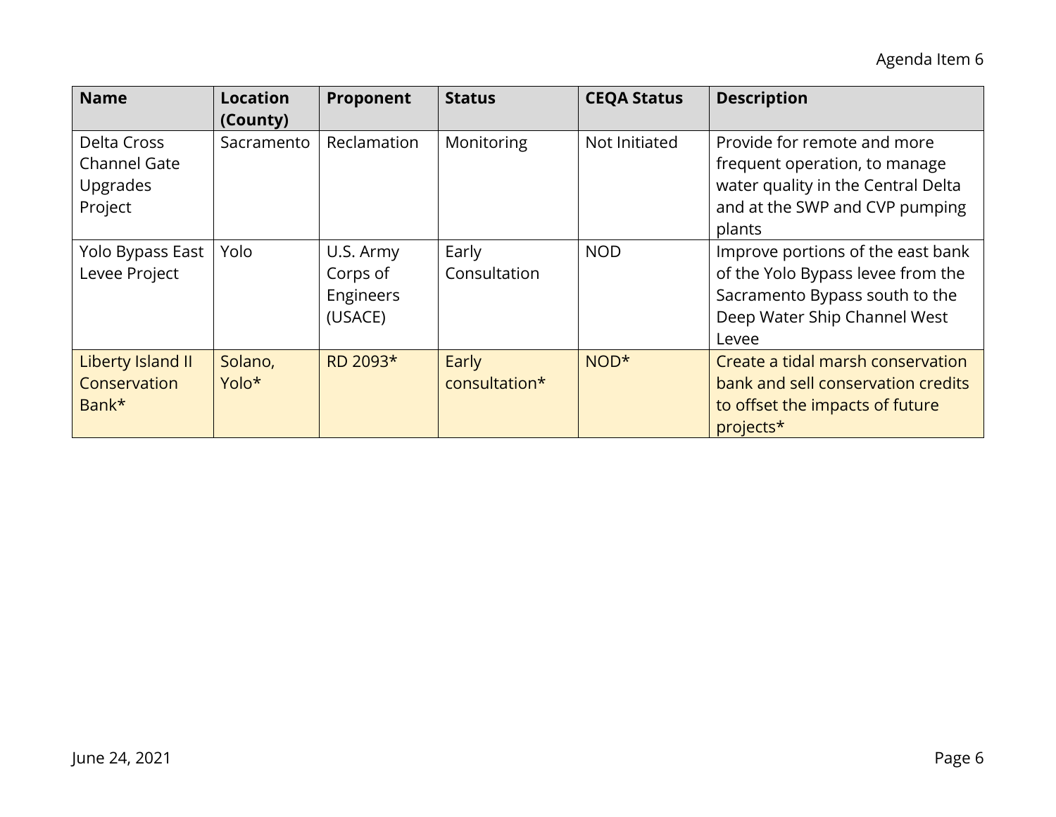| Name | Location (County) | Proponent | Status | CEQA Status | Description |
|---|---|---|---|---|---|
| Delta Cross Channel Gate Upgrades Project | Sacramento | Reclamation | Monitoring | Not Initiated | Provide for remote and more frequent operation, to manage water quality in the Central Delta and at the SWP and CVP pumping plants |
| Yolo Bypass East Levee Project | Yolo | U.S. Army Corps of Engineers (USACE) | Early Consultation | NOD | Improve portions of the east bank of the Yolo Bypass levee from the Sacramento Bypass south to the Deep Water Ship Channel West Levee |
| Liberty Island II Conservation Bank* | Solano, Yolo* | RD 2093* | Early consultation* | NOD* | Create a tidal marsh conservation bank and sell conservation credits to offset the impacts of future projects* |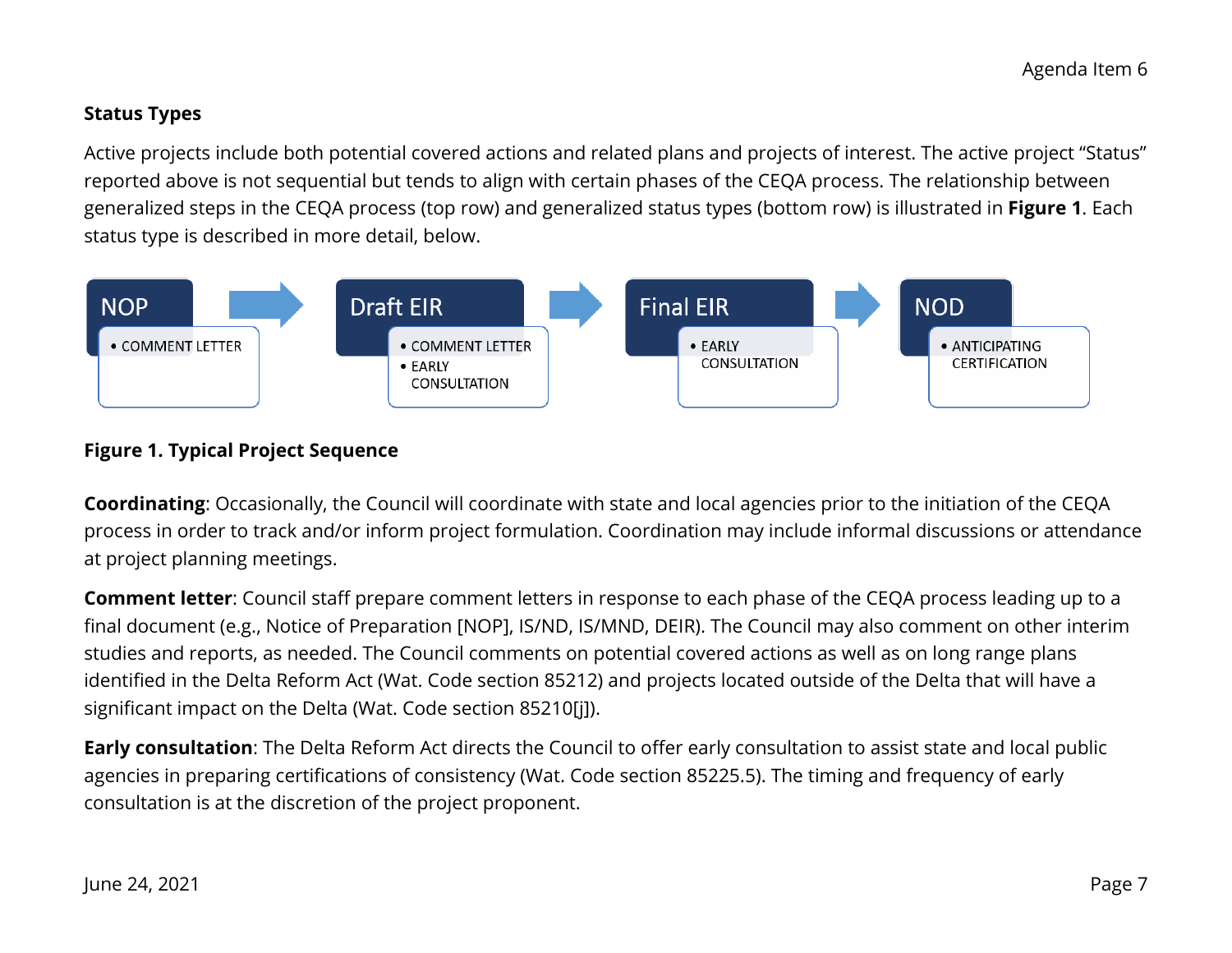## Status Types

Active projects include both potential covered actions and related plans and projects of interest. The active project "Status" reported above is not sequential but tends to align with certain phases of the CEQA process. The relationship between generalized steps in the CEQA process (top row) and generalized status types (bottom row) is illustrated in **Figure 1**. Each status type is described in more detail, below.

| NOP | Draft EIR | Final EIR | NOD |
|---|---|---|---|
| • COMMENT LETTER | • COMMENT LETTER<br>• EARLY CONSULTATION | • EARLY CONSULTATION | • ANTICIPATING CERTIFICATION |

**Figure 1. Typical Project Sequence**

**Coordinating**: Occasionally, the Council will coordinate with state and local agencies prior to the initiation of the CEQA process in order to track and/or inform project formulation. Coordination may include informal discussions or attendance at project planning meetings.

**Comment letter**: Council staff prepare comment letters in response to each phase of the CEQA process leading up to a final document (e.g., Notice of Preparation [NOP], IS/ND, IS/MND, DEIR). The Council may also comment on other interim studies and reports, as needed. The Council comments on potential covered actions as well as on long range plans identified in the Delta Reform Act (Wat. Code section 85212) and projects located outside of the Delta that will have a significant impact on the Delta (Wat. Code section 85210[j]).

**Early consultation**: The Delta Reform Act directs the Council to offer early consultation to assist state and local public agencies in preparing certifications of consistency (Wat. Code section 85225.5). The timing and frequency of early consultation is at the discretion of the project proponent.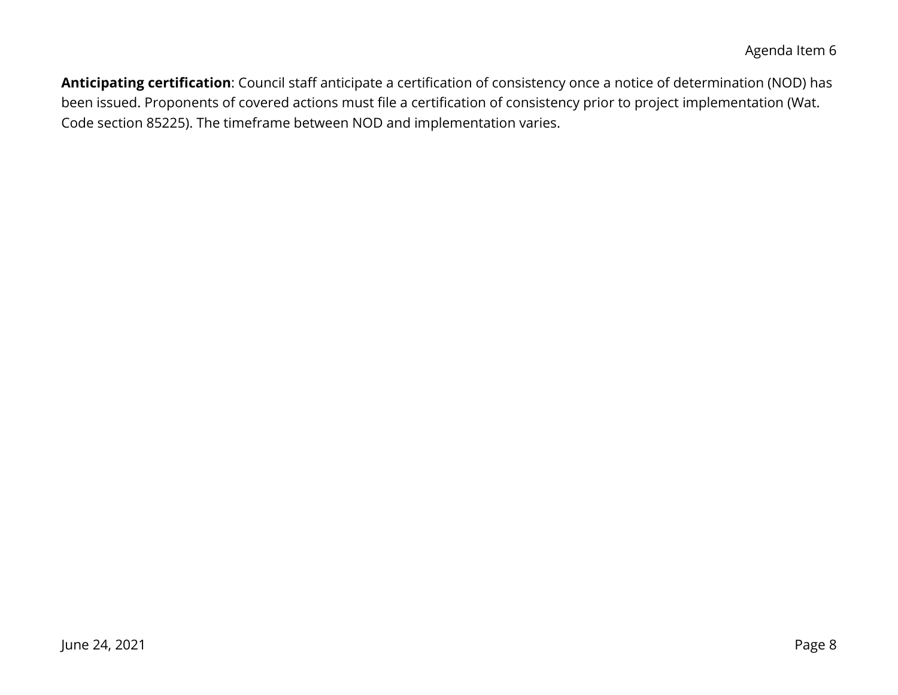**Anticipating certification**: Council staff anticipate a certification of consistency once a notice of determination (NOD) has been issued. Proponents of covered actions must file a certification of consistency prior to project implementation (Wat. Code section 85225). The timeframe between NOD and implementation varies.